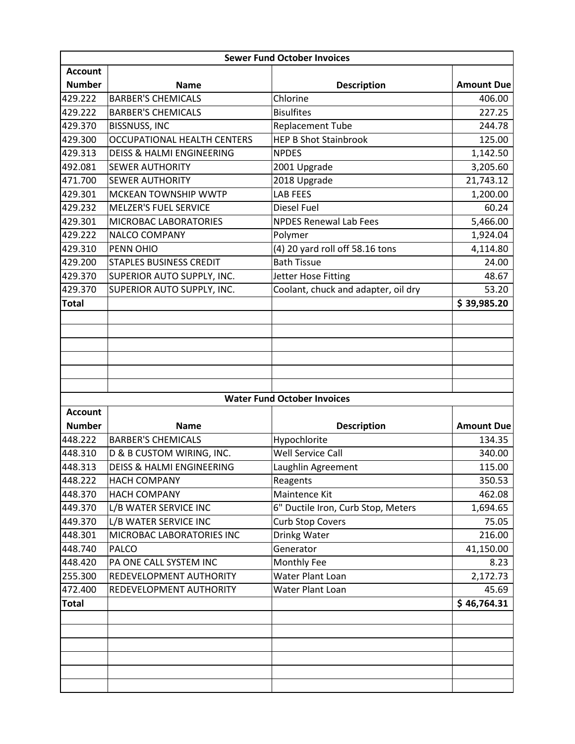## Sewer Fund October Invoices

| Account Number | Name | Description | Amount Due |
|---|---|---|---|
| 429.222 | BARBER'S CHEMICALS | Chlorine | 406.00 |
| 429.222 | BARBER'S CHEMICALS | Bisulfites | 227.25 |
| 429.370 | BISSNUSS, INC | Replacement Tube | 244.78 |
| 429.300 | OCCUPATIONAL HEALTH CENTERS | HEP B Shot Stainbrook | 125.00 |
| 429.313 | DEISS & HALMI ENGINEERING | NPDES | 1,142.50 |
| 492.081 | SEWER AUTHORITY | 2001 Upgrade | 3,205.60 |
| 471.700 | SEWER AUTHORITY | 2018 Upgrade | 21,743.12 |
| 429.301 | MCKEAN TOWNSHIP WWTP | LAB FEES | 1,200.00 |
| 429.232 | MELZER'S FUEL SERVICE | Diesel Fuel | 60.24 |
| 429.301 | MICROBAC LABORATORIES | NPDES Renewal Lab Fees | 5,466.00 |
| 429.222 | NALCO COMPANY | Polymer | 1,924.04 |
| 429.310 | PENN OHIO | (4) 20 yard roll off 58.16 tons | 4,114.80 |
| 429.200 | STAPLES BUSINESS CREDIT | Bath Tissue | 24.00 |
| 429.370 | SUPERIOR AUTO SUPPLY, INC. | Jetter Hose Fitting | 48.67 |
| 429.370 | SUPERIOR AUTO SUPPLY, INC. | Coolant, chuck and adapter, oil dry | 53.20 |
| **Total** | | | **$ 39,985.20** |

## Water Fund October Invoices

| Account Number | Name | Description | Amount Due |
|---|---|---|---|
| 448.222 | BARBER'S CHEMICALS | Hypochlorite | 134.35 |
| 448.310 | D & B CUSTOM WIRING, INC. | Well Service Call | 340.00 |
| 448.313 | DEISS & HALMI ENGINEERING | Laughlin Agreement | 115.00 |
| 448.222 | HACH COMPANY | Reagents | 350.53 |
| 448.370 | HACH COMPANY | Maintence Kit | 462.08 |
| 449.370 | L/B WATER SERVICE INC | 6" Ductile Iron, Curb Stop, Meters | 1,694.65 |
| 449.370 | L/B WATER SERVICE INC | Curb Stop Covers | 75.05 |
| 448.301 | MICROBAC LABORATORIES INC | Drinkg Water | 216.00 |
| 448.740 | PALCO | Generator | 41,150.00 |
| 448.420 | PA ONE CALL SYSTEM INC | Monthly Fee | 8.23 |
| 255.300 | REDEVELOPMENT AUTHORITY | Water Plant Loan | 2,172.73 |
| 472.400 | REDEVELOPMENT AUTHORITY | Water Plant Loan | 45.69 |
| **Total** | | | **$ 46,764.31** |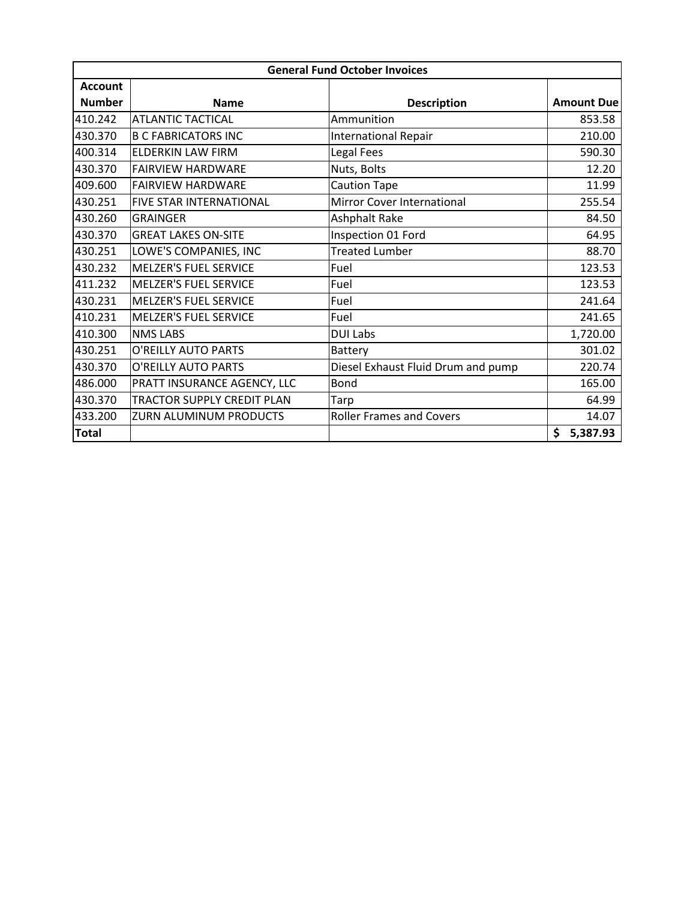| General Fund October Invoices | | | |
|---|---|---|---|
| **Account Number** | **Name** | **Description** | **Amount Due** |
| 410.242 | ATLANTIC TACTICAL | Ammunition | 853.58 |
| 430.370 | B C FABRICATORS INC | International Repair | 210.00 |
| 400.314 | ELDERKIN LAW FIRM | Legal Fees | 590.30 |
| 430.370 | FAIRVIEW HARDWARE | Nuts, Bolts | 12.20 |
| 409.600 | FAIRVIEW HARDWARE | Caution Tape | 11.99 |
| 430.251 | FIVE STAR INTERNATIONAL | Mirror Cover International | 255.54 |
| 430.260 | GRAINGER | Ashphalt Rake | 84.50 |
| 430.370 | GREAT LAKES ON-SITE | Inspection 01 Ford | 64.95 |
| 430.251 | LOWE'S COMPANIES, INC | Treated Lumber | 88.70 |
| 430.232 | MELZER'S FUEL SERVICE | Fuel | 123.53 |
| 411.232 | MELZER'S FUEL SERVICE | Fuel | 123.53 |
| 430.231 | MELZER'S FUEL SERVICE | Fuel | 241.64 |
| 410.231 | MELZER'S FUEL SERVICE | Fuel | 241.65 |
| 410.300 | NMS LABS | DUI Labs | 1,720.00 |
| 430.251 | O'REILLY AUTO PARTS | Battery | 301.02 |
| 430.370 | O'REILLY AUTO PARTS | Diesel Exhaust Fluid Drum and pump | 220.74 |
| 486.000 | PRATT INSURANCE AGENCY, LLC | Bond | 165.00 |
| 430.370 | TRACTOR SUPPLY CREDIT PLAN | Tarp | 64.99 |
| 433.200 | ZURN ALUMINUM PRODUCTS | Roller Frames and Covers | 14.07 |
| **Total** | | | **$ 5,387.93** |